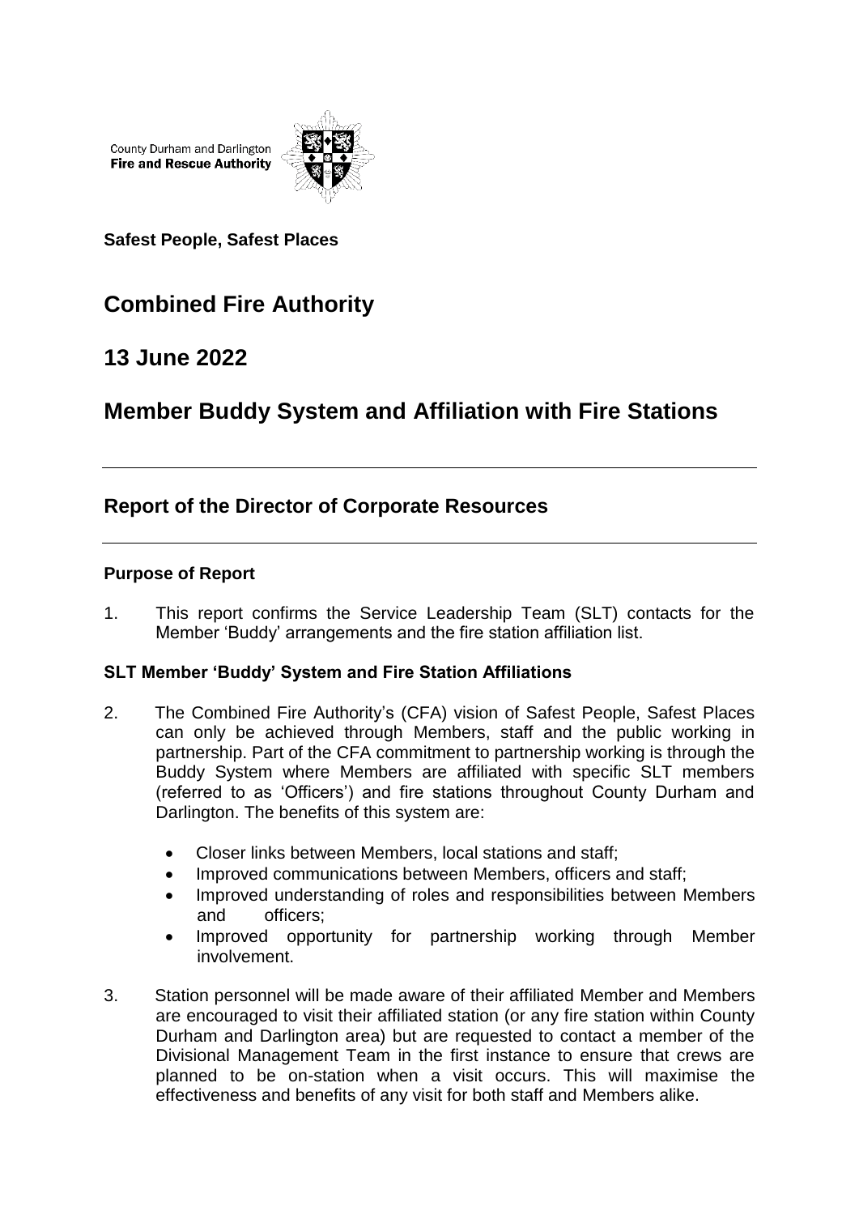County Durham and Darlington
**Fire and Rescue Authority**

**Safest People, Safest Places**

# Combined Fire Authority

# 13 June 2022

# Member Buddy System and Affiliation with Fire Stations

---

## Report of the Director of Corporate Resources

---

### Purpose of Report

1. This report confirms the Service Leadership Team (SLT) contacts for the Member 'Buddy' arrangements and the fire station affiliation list.

### SLT Member 'Buddy' System and Fire Station Affiliations

2. The Combined Fire Authority's (CFA) vision of Safest People, Safest Places can only be achieved through Members, staff and the public working in partnership. Part of the CFA commitment to partnership working is through the Buddy System where Members are affiliated with specific SLT members (referred to as 'Officers') and fire stations throughout County Durham and Darlington. The benefits of this system are:

    - Closer links between Members, local stations and staff;
    - Improved communications between Members, officers and staff;
    - Improved understanding of roles and responsibilities between Members and officers;
    - Improved opportunity for partnership working through Member involvement.

3. Station personnel will be made aware of their affiliated Member and Members are encouraged to visit their affiliated station (or any fire station within County Durham and Darlington area) but are requested to contact a member of the Divisional Management Team in the first instance to ensure that crews are planned to be on-station when a visit occurs. This will maximise the effectiveness and benefits of any visit for both staff and Members alike.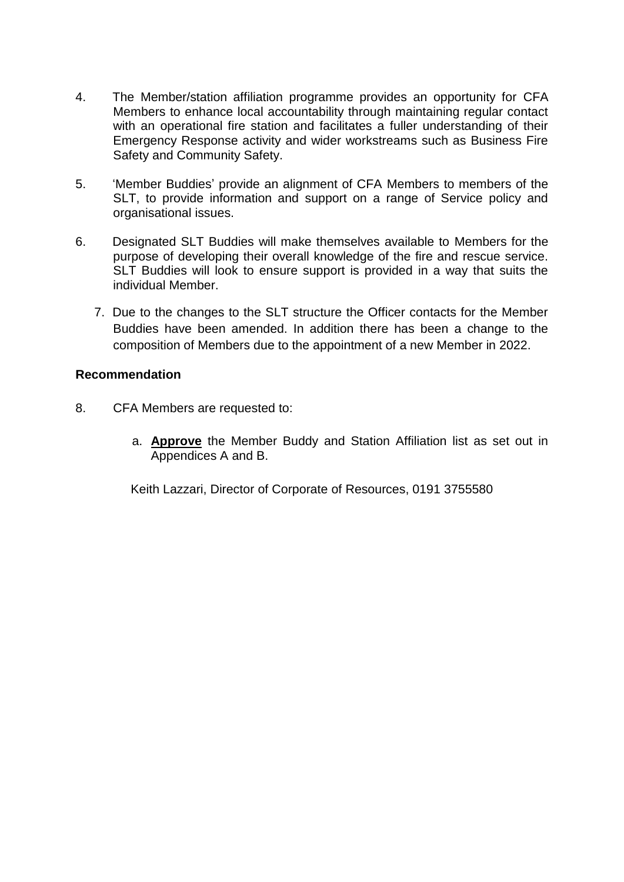4. The Member/station affiliation programme provides an opportunity for CFA Members to enhance local accountability through maintaining regular contact with an operational fire station and facilitates a fuller understanding of their Emergency Response activity and wider workstreams such as Business Fire Safety and Community Safety.

5. 'Member Buddies' provide an alignment of CFA Members to members of the SLT, to provide information and support on a range of Service policy and organisational issues.

6. Designated SLT Buddies will make themselves available to Members for the purpose of developing their overall knowledge of the fire and rescue service. SLT Buddies will look to ensure support is provided in a way that suits the individual Member.

7. Due to the changes to the SLT structure the Officer contacts for the Member Buddies have been amended. In addition there has been a change to the composition of Members due to the appointment of a new Member in 2022.

**Recommendation**

8. CFA Members are requested to:

   a. **Approve** the Member Buddy and Station Affiliation list as set out in Appendices A and B.

Keith Lazzari, Director of Corporate of Resources, 0191 3755580